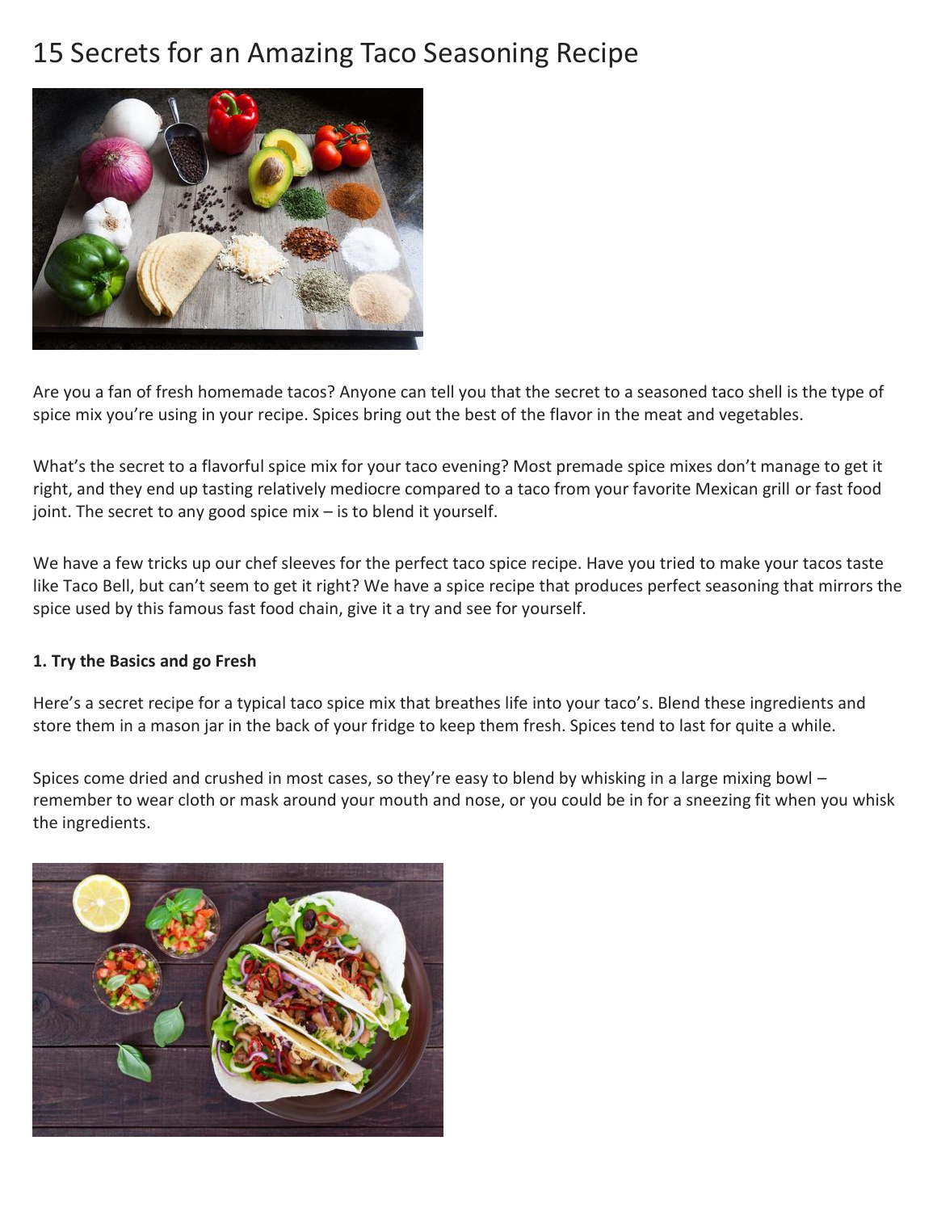# 15 Secrets for an Amazing Taco Seasoning Recipe

Are you a fan of fresh homemade tacos? Anyone can tell you that the secret to a seasoned taco shell is the type of spice mix you're using in your recipe. Spices bring out the best of the flavor in the meat and vegetables.

What's the secret to a flavorful spice mix for your taco evening? Most premade spice mixes don't manage to get it right, and they end up tasting relatively mediocre compared to a taco from your favorite Mexican grill or fast food joint. The secret to any good spice mix – is to blend it yourself.

We have a few tricks up our chef sleeves for the perfect taco spice recipe. Have you tried to make your tacos taste like Taco Bell, but can't seem to get it right? We have a spice recipe that produces perfect seasoning that mirrors the spice used by this famous fast food chain, give it a try and see for yourself.

**1. Try the Basics and go Fresh**

Here's a secret recipe for a typical taco spice mix that breathes life into your taco's. Blend these ingredients and store them in a mason jar in the back of your fridge to keep them fresh. Spices tend to last for quite a while.

Spices come dried and crushed in most cases, so they're easy to blend by whisking in a large mixing bowl – remember to wear cloth or mask around your mouth and nose, or you could be in for a sneezing fit when you whisk the ingredients.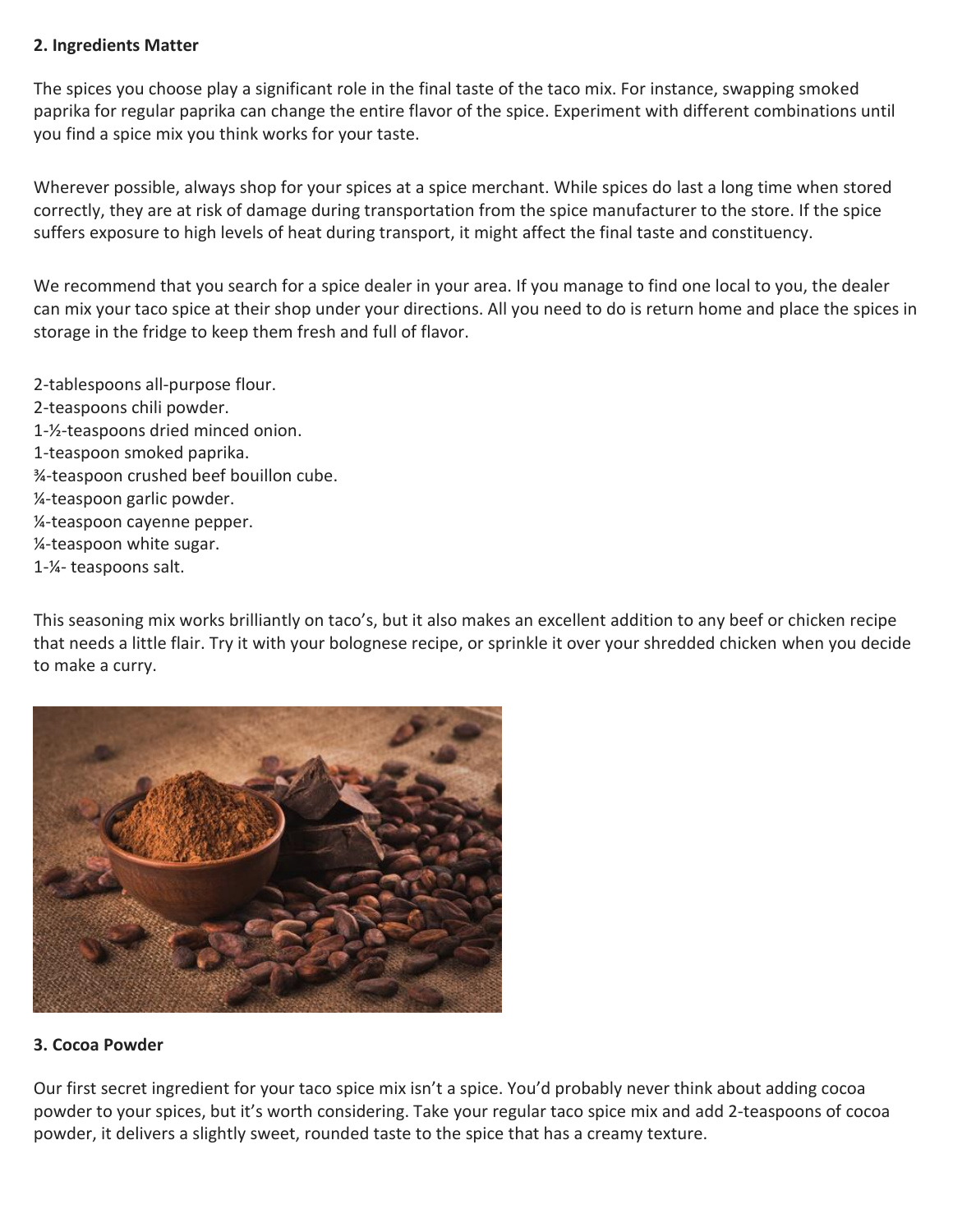**2. Ingredients Matter**

The spices you choose play a significant role in the final taste of the taco mix. For instance, swapping smoked paprika for regular paprika can change the entire flavor of the spice. Experiment with different combinations until you find a spice mix you think works for your taste.

Wherever possible, always shop for your spices at a spice merchant. While spices do last a long time when stored correctly, they are at risk of damage during transportation from the spice manufacturer to the store. If the spice suffers exposure to high levels of heat during transport, it might affect the final taste and constituency.

We recommend that you search for a spice dealer in your area. If you manage to find one local to you, the dealer can mix your taco spice at their shop under your directions. All you need to do is return home and place the spices in storage in the fridge to keep them fresh and full of flavor.

2-tablespoons all-purpose flour.
2-teaspoons chili powder.
1-½-teaspoons dried minced onion.
1-teaspoon smoked paprika.
¾-teaspoon crushed beef bouillon cube.
¼-teaspoon garlic powder.
¼-teaspoon cayenne pepper.
¼-teaspoon white sugar.
1-¼- teaspoons salt.

This seasoning mix works brilliantly on taco's, but it also makes an excellent addition to any beef or chicken recipe that needs a little flair. Try it with your bolognese recipe, or sprinkle it over your shredded chicken when you decide to make a curry.

**3. Cocoa Powder**

Our first secret ingredient for your taco spice mix isn't a spice. You'd probably never think about adding cocoa powder to your spices, but it's worth considering. Take your regular taco spice mix and add 2-teaspoons of cocoa powder, it delivers a slightly sweet, rounded taste to the spice that has a creamy texture.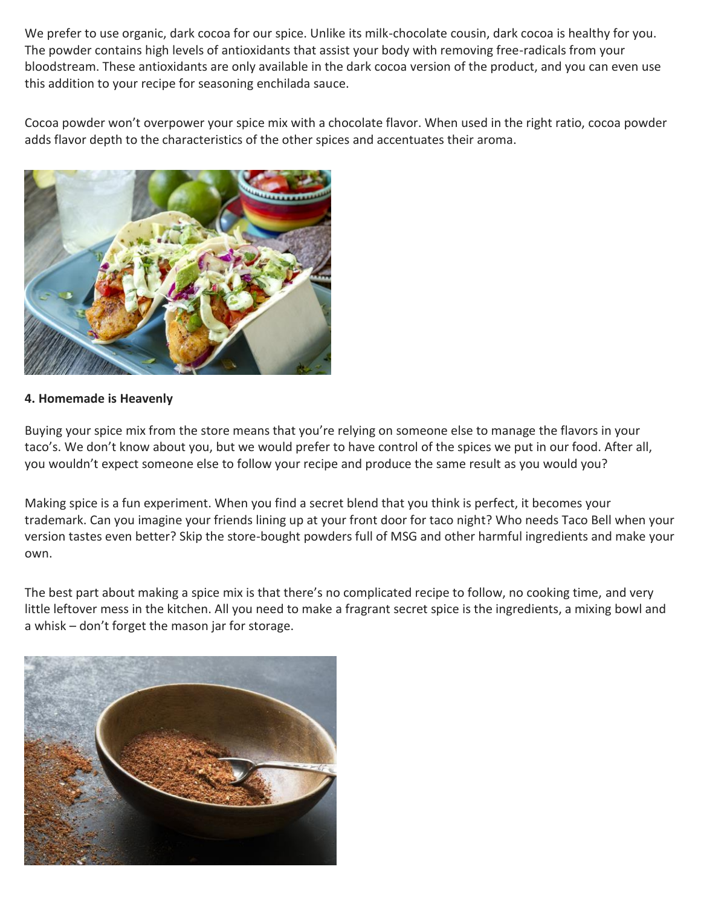We prefer to use organic, dark cocoa for our spice. Unlike its milk-chocolate cousin, dark cocoa is healthy for you. The powder contains high levels of antioxidants that assist your body with removing free-radicals from your bloodstream. These antioxidants are only available in the dark cocoa version of the product, and you can even use this addition to your recipe for seasoning enchilada sauce.

Cocoa powder won't overpower your spice mix with a chocolate flavor. When used in the right ratio, cocoa powder adds flavor depth to the characteristics of the other spices and accentuates their aroma.

**4. Homemade is Heavenly**

Buying your spice mix from the store means that you're relying on someone else to manage the flavors in your taco's. We don't know about you, but we would prefer to have control of the spices we put in our food. After all, you wouldn't expect someone else to follow your recipe and produce the same result as you would you?

Making spice is a fun experiment. When you find a secret blend that you think is perfect, it becomes your trademark. Can you imagine your friends lining up at your front door for taco night? Who needs Taco Bell when your version tastes even better? Skip the store-bought powders full of MSG and other harmful ingredients and make your own.

The best part about making a spice mix is that there's no complicated recipe to follow, no cooking time, and very little leftover mess in the kitchen. All you need to make a fragrant secret spice is the ingredients, a mixing bowl and a whisk – don't forget the mason jar for storage.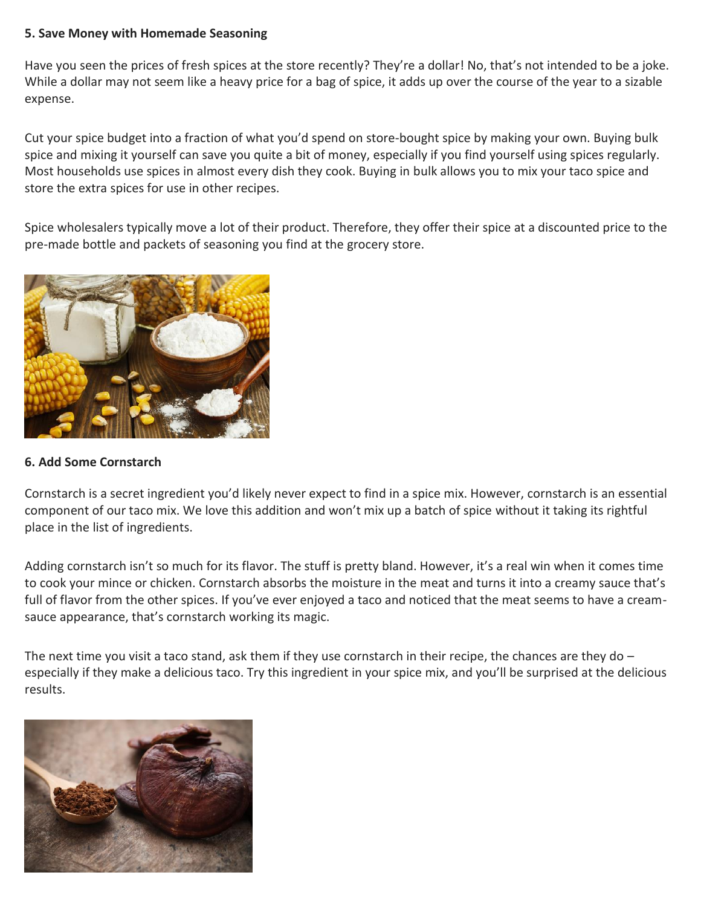**5. Save Money with Homemade Seasoning**

Have you seen the prices of fresh spices at the store recently? They're a dollar! No, that's not intended to be a joke. While a dollar may not seem like a heavy price for a bag of spice, it adds up over the course of the year to a sizable expense.

Cut your spice budget into a fraction of what you'd spend on store-bought spice by making your own. Buying bulk spice and mixing it yourself can save you quite a bit of money, especially if you find yourself using spices regularly. Most households use spices in almost every dish they cook. Buying in bulk allows you to mix your taco spice and store the extra spices for use in other recipes.

Spice wholesalers typically move a lot of their product. Therefore, they offer their spice at a discounted price to the pre-made bottle and packets of seasoning you find at the grocery store.

**6. Add Some Cornstarch**

Cornstarch is a secret ingredient you'd likely never expect to find in a spice mix. However, cornstarch is an essential component of our taco mix. We love this addition and won't mix up a batch of spice without it taking its rightful place in the list of ingredients.

Adding cornstarch isn't so much for its flavor. The stuff is pretty bland. However, it's a real win when it comes time to cook your mince or chicken. Cornstarch absorbs the moisture in the meat and turns it into a creamy sauce that's full of flavor from the other spices. If you've ever enjoyed a taco and noticed that the meat seems to have a cream-sauce appearance, that's cornstarch working its magic.

The next time you visit a taco stand, ask them if they use cornstarch in their recipe, the chances are they do – especially if they make a delicious taco. Try this ingredient in your spice mix, and you'll be surprised at the delicious results.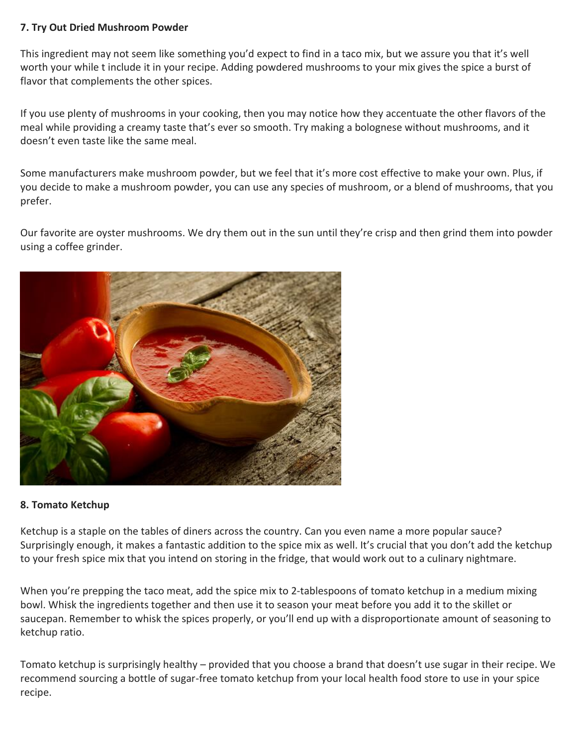**7. Try Out Dried Mushroom Powder**

This ingredient may not seem like something you'd expect to find in a taco mix, but we assure you that it's well worth your while t include it in your recipe. Adding powdered mushrooms to your mix gives the spice a burst of flavor that complements the other spices.

If you use plenty of mushrooms in your cooking, then you may notice how they accentuate the other flavors of the meal while providing a creamy taste that's ever so smooth. Try making a bolognese without mushrooms, and it doesn't even taste like the same meal.

Some manufacturers make mushroom powder, but we feel that it's more cost effective to make your own. Plus, if you decide to make a mushroom powder, you can use any species of mushroom, or a blend of mushrooms, that you prefer.

Our favorite are oyster mushrooms. We dry them out in the sun until they're crisp and then grind them into powder using a coffee grinder.

**8. Tomato Ketchup**

Ketchup is a staple on the tables of diners across the country. Can you even name a more popular sauce? Surprisingly enough, it makes a fantastic addition to the spice mix as well. It's crucial that you don't add the ketchup to your fresh spice mix that you intend on storing in the fridge, that would work out to a culinary nightmare.

When you're prepping the taco meat, add the spice mix to 2-tablespoons of tomato ketchup in a medium mixing bowl. Whisk the ingredients together and then use it to season your meat before you add it to the skillet or saucepan. Remember to whisk the spices properly, or you'll end up with a disproportionate amount of seasoning to ketchup ratio.

Tomato ketchup is surprisingly healthy – provided that you choose a brand that doesn't use sugar in their recipe. We recommend sourcing a bottle of sugar-free tomato ketchup from your local health food store to use in your spice recipe.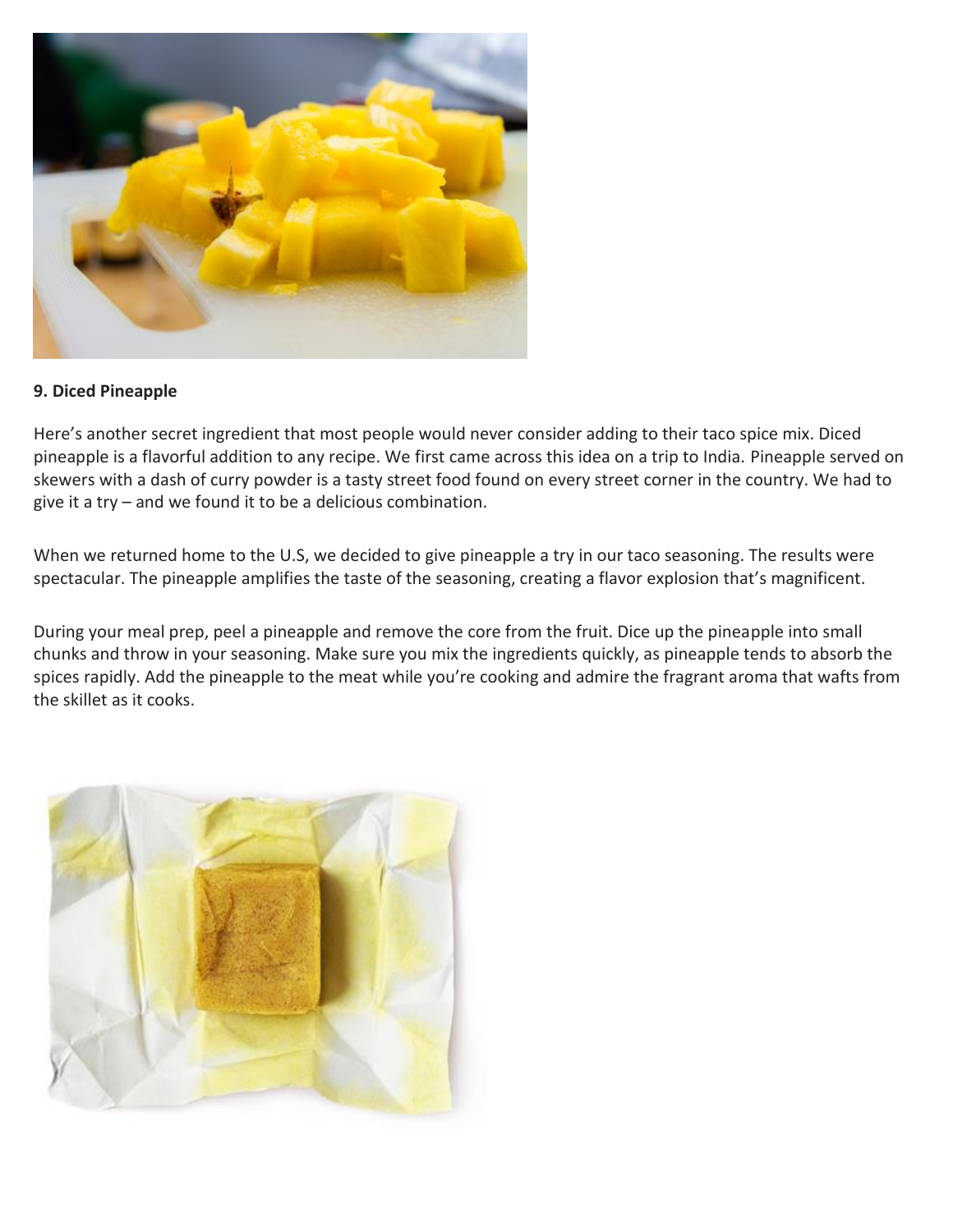**9. Diced Pineapple**

Here's another secret ingredient that most people would never consider adding to their taco spice mix. Diced pineapple is a flavorful addition to any recipe. We first came across this idea on a trip to India. Pineapple served on skewers with a dash of curry powder is a tasty street food found on every street corner in the country. We had to give it a try – and we found it to be a delicious combination.

When we returned home to the U.S, we decided to give pineapple a try in our taco seasoning. The results were spectacular. The pineapple amplifies the taste of the seasoning, creating a flavor explosion that's magnificent.

During your meal prep, peel a pineapple and remove the core from the fruit. Dice up the pineapple into small chunks and throw in your seasoning. Make sure you mix the ingredients quickly, as pineapple tends to absorb the spices rapidly. Add the pineapple to the meat while you're cooking and admire the fragrant aroma that wafts from the skillet as it cooks.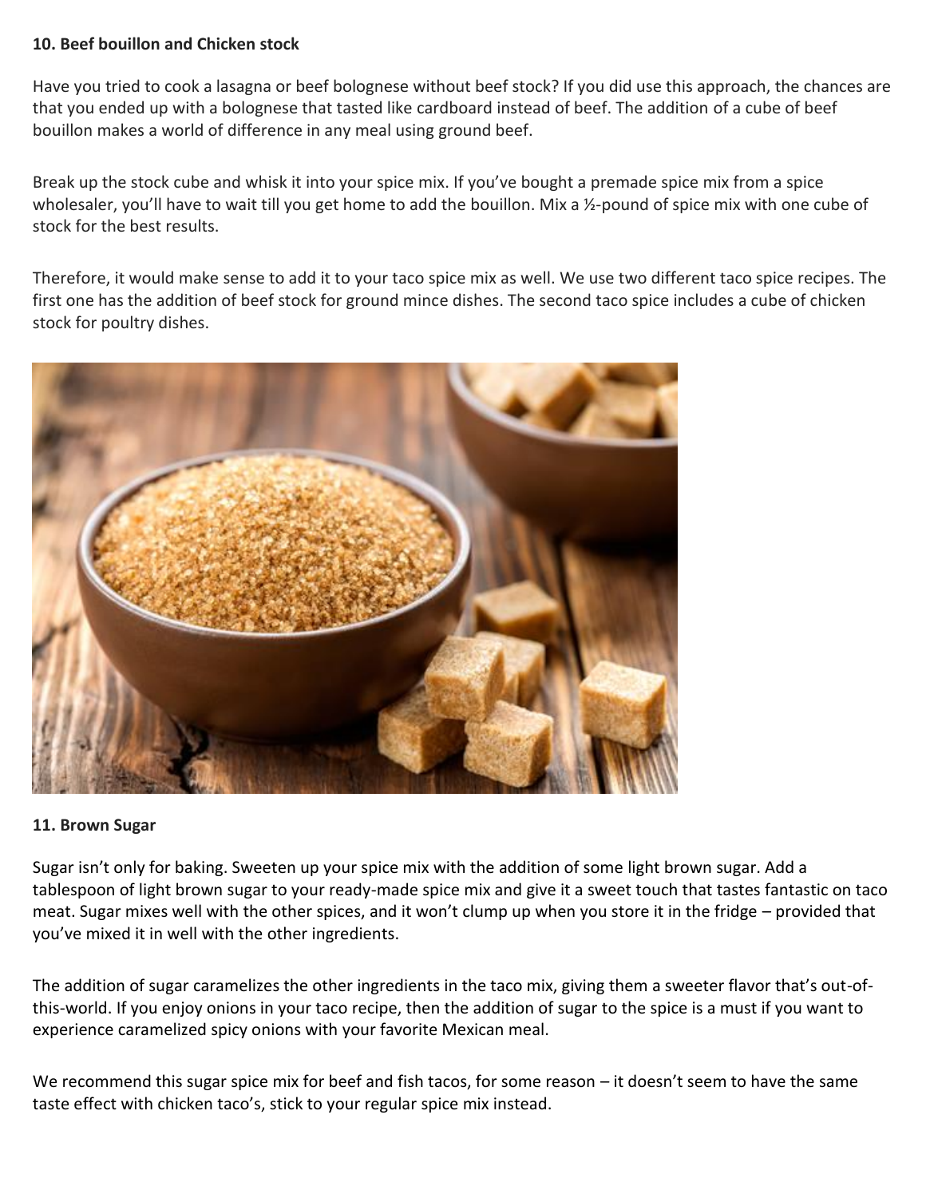**10. Beef bouillon and Chicken stock**

Have you tried to cook a lasagna or beef bolognese without beef stock? If you did use this approach, the chances are that you ended up with a bolognese that tasted like cardboard instead of beef. The addition of a cube of beef bouillon makes a world of difference in any meal using ground beef.

Break up the stock cube and whisk it into your spice mix. If you've bought a premade spice mix from a spice wholesaler, you'll have to wait till you get home to add the bouillon. Mix a ½-pound of spice mix with one cube of stock for the best results.

Therefore, it would make sense to add it to your taco spice mix as well. We use two different taco spice recipes. The first one has the addition of beef stock for ground mince dishes. The second taco spice includes a cube of chicken stock for poultry dishes.

**11. Brown Sugar**

Sugar isn't only for baking. Sweeten up your spice mix with the addition of some light brown sugar. Add a tablespoon of light brown sugar to your ready-made spice mix and give it a sweet touch that tastes fantastic on taco meat. Sugar mixes well with the other spices, and it won't clump up when you store it in the fridge – provided that you've mixed it in well with the other ingredients.

The addition of sugar caramelizes the other ingredients in the taco mix, giving them a sweeter flavor that's out-of-this-world. If you enjoy onions in your taco recipe, then the addition of sugar to the spice is a must if you want to experience caramelized spicy onions with your favorite Mexican meal.

We recommend this sugar spice mix for beef and fish tacos, for some reason – it doesn't seem to have the same taste effect with chicken taco's, stick to your regular spice mix instead.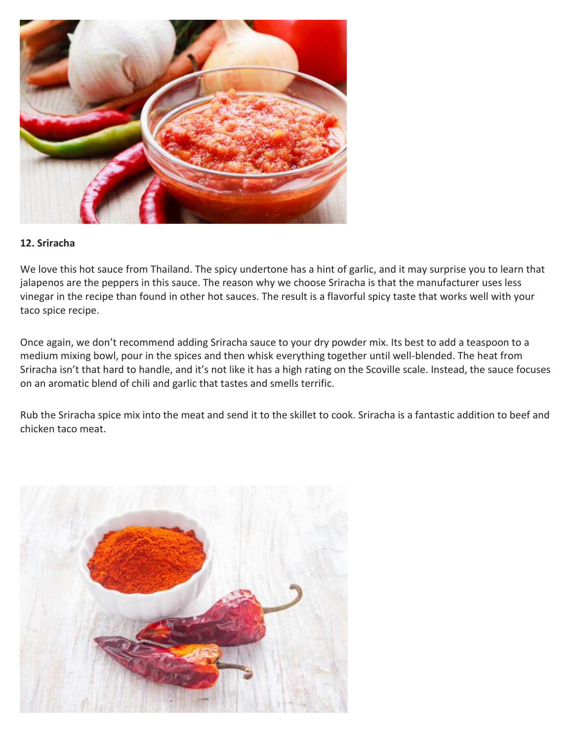**12. Sriracha**

We love this hot sauce from Thailand. The spicy undertone has a hint of garlic, and it may surprise you to learn that jalapenos are the peppers in this sauce. The reason why we choose Sriracha is that the manufacturer uses less vinegar in the recipe than found in other hot sauces. The result is a flavorful spicy taste that works well with your taco spice recipe.

Once again, we don't recommend adding Sriracha sauce to your dry powder mix. Its best to add a teaspoon to a medium mixing bowl, pour in the spices and then whisk everything together until well-blended. The heat from Sriracha isn't that hard to handle, and it's not like it has a high rating on the Scoville scale. Instead, the sauce focuses on an aromatic blend of chili and garlic that tastes and smells terrific.

Rub the Sriracha spice mix into the meat and send it to the skillet to cook. Sriracha is a fantastic addition to beef and chicken taco meat.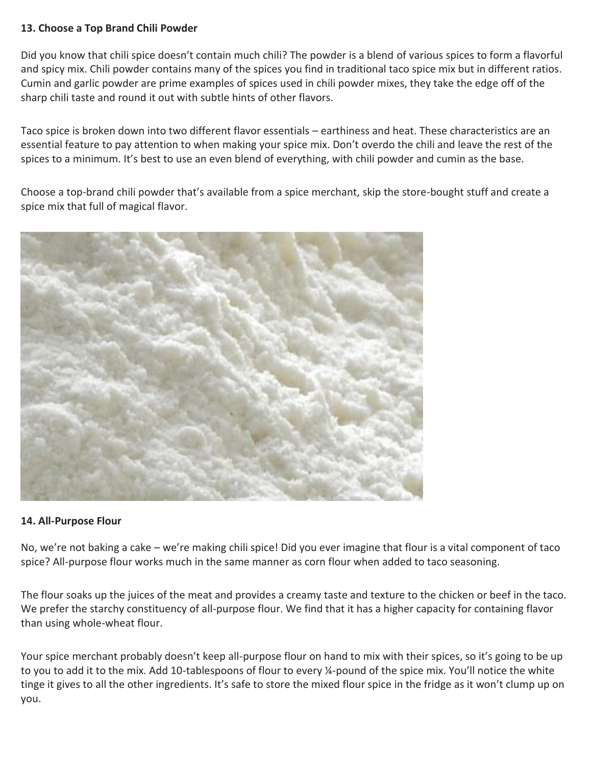**13. Choose a Top Brand Chili Powder**

Did you know that chili spice doesn't contain much chili? The powder is a blend of various spices to form a flavorful and spicy mix. Chili powder contains many of the spices you find in traditional taco spice mix but in different ratios. Cumin and garlic powder are prime examples of spices used in chili powder mixes, they take the edge off of the sharp chili taste and round it out with subtle hints of other flavors.

Taco spice is broken down into two different flavor essentials – earthiness and heat. These characteristics are an essential feature to pay attention to when making your spice mix. Don't overdo the chili and leave the rest of the spices to a minimum. It's best to use an even blend of everything, with chili powder and cumin as the base.

Choose a top-brand chili powder that's available from a spice merchant, skip the store-bought stuff and create a spice mix that full of magical flavor.

**14. All-Purpose Flour**

No, we're not baking a cake – we're making chili spice! Did you ever imagine that flour is a vital component of taco spice? All-purpose flour works much in the same manner as corn flour when added to taco seasoning.

The flour soaks up the juices of the meat and provides a creamy taste and texture to the chicken or beef in the taco. We prefer the starchy constituency of all-purpose flour. We find that it has a higher capacity for containing flavor than using whole-wheat flour.

Your spice merchant probably doesn't keep all-purpose flour on hand to mix with their spices, so it's going to be up to you to add it to the mix. Add 10-tablespoons of flour to every ¼-pound of the spice mix. You'll notice the white tinge it gives to all the other ingredients. It's safe to store the mixed flour spice in the fridge as it won't clump up on you.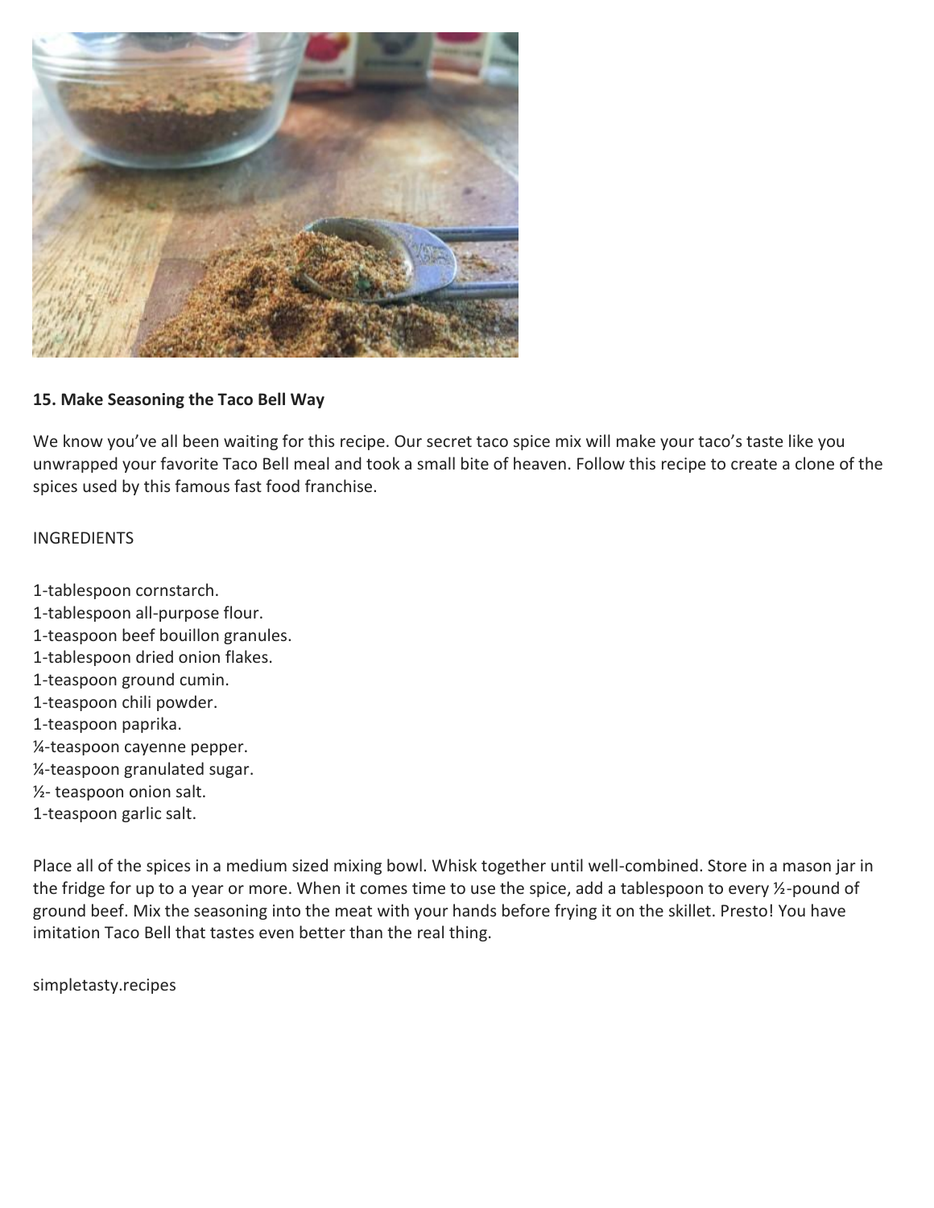**15. Make Seasoning the Taco Bell Way**

We know you've all been waiting for this recipe. Our secret taco spice mix will make your taco's taste like you unwrapped your favorite Taco Bell meal and took a small bite of heaven. Follow this recipe to create a clone of the spices used by this famous fast food franchise.

INGREDIENTS

1-tablespoon cornstarch.
1-tablespoon all-purpose flour.
1-teaspoon beef bouillon granules.
1-tablespoon dried onion flakes.
1-teaspoon ground cumin.
1-teaspoon chili powder.
1-teaspoon paprika.
¼-teaspoon cayenne pepper.
¼-teaspoon granulated sugar.
½- teaspoon onion salt.
1-teaspoon garlic salt.

Place all of the spices in a medium sized mixing bowl. Whisk together until well-combined. Store in a mason jar in the fridge for up to a year or more. When it comes time to use the spice, add a tablespoon to every ½-pound of ground beef. Mix the seasoning into the meat with your hands before frying it on the skillet. Presto! You have imitation Taco Bell that tastes even better than the real thing.

simpletasty.recipes